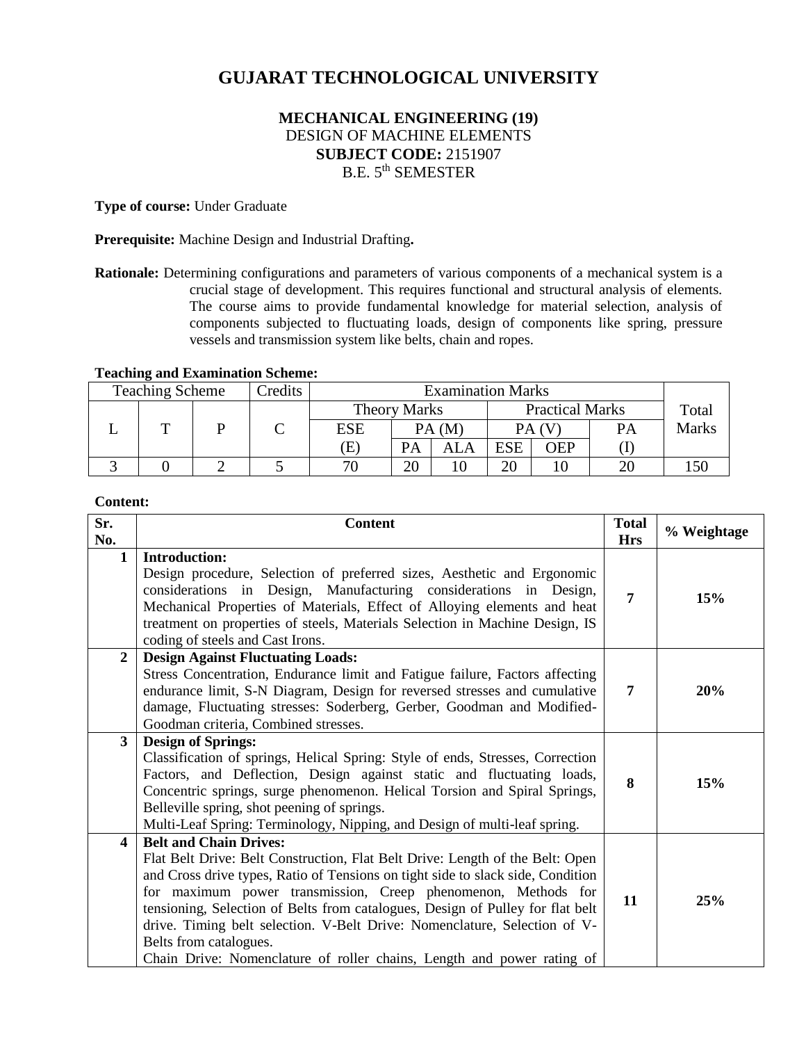# GUJARAT TECHNOLOGICAL UNIVERSITY

**MECHANICAL ENGINEERING (19)**
DESIGN OF MACHINE ELEMENTS
**SUBJECT CODE:** 2151907
B.E. 5th SEMESTER

**Type of course:** Under Graduate

**Prerequisite:** Machine Design and Industrial Drafting**.**

**Rationale:** Determining configurations and parameters of various components of a mechanical system is a crucial stage of development. This requires functional and structural analysis of elements. The course aims to provide fundamental knowledge for material selection, analysis of components subjected to fluctuating loads, design of components like spring, pressure vessels and transmission system like belts, chain and ropes.

**Teaching and Examination Scheme:**

| Teaching Scheme | | | Credits | Examination Marks | | | | | | Total Marks |
|---|---|---|---|---|---|---|---|---|---|---|
| | | | | Theory Marks | | | Practical Marks | | | |
| L | T | P | C | ESE (E) | PA (M) | | PA (V) | | PA (I) | |
| | | | | | PA | ALA | ESE | OEP | | |
| 3 | 0 | 2 | 5 | 70 | 20 | 10 | 20 | 10 | 20 | 150 |

**Content:**

| Sr. No. | Content | Total Hrs | % Weightage |
|---|---|---|---|
| **1** | **Introduction:** Design procedure, Selection of preferred sizes, Aesthetic and Ergonomic considerations in Design, Manufacturing considerations in Design, Mechanical Properties of Materials, Effect of Alloying elements and heat treatment on properties of steels, Materials Selection in Machine Design, IS coding of steels and Cast Irons. | **7** | **15%** |
| **2** | **Design Against Fluctuating Loads:** Stress Concentration, Endurance limit and Fatigue failure, Factors affecting endurance limit, S-N Diagram, Design for reversed stresses and cumulative damage, Fluctuating stresses: Soderberg, Gerber, Goodman and Modified-Goodman criteria, Combined stresses. | **7** | **20%** |
| **3** | **Design of Springs:** Classification of springs, Helical Spring: Style of ends, Stresses, Correction Factors, and Deflection, Design against static and fluctuating loads, Concentric springs, surge phenomenon. Helical Torsion and Spiral Springs, Belleville spring, shot peening of springs. Multi-Leaf Spring: Terminology, Nipping, and Design of multi-leaf spring. | **8** | **15%** |
| **4** | **Belt and Chain Drives:** Flat Belt Drive: Belt Construction, Flat Belt Drive: Length of the Belt: Open and Cross drive types, Ratio of Tensions on tight side to slack side, Condition for maximum power transmission, Creep phenomenon, Methods for tensioning, Selection of Belts from catalogues, Design of Pulley for flat belt drive. Timing belt selection. V-Belt Drive: Nomenclature, Selection of V-Belts from catalogues. Chain Drive: Nomenclature of roller chains, Length and power rating of | **11** | **25%** |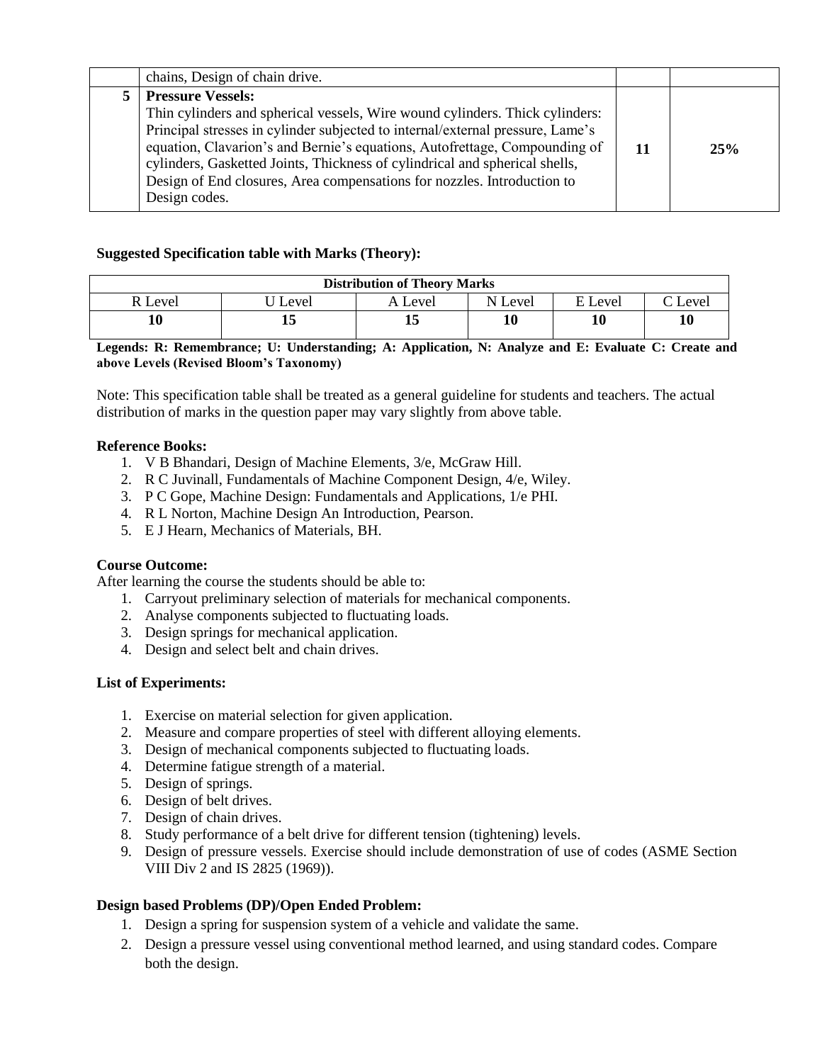| | | | |
|---|---|---|---|
| | chains, Design of chain drive. | | |
| 5 | **Pressure Vessels:** Thin cylinders and spherical vessels, Wire wound cylinders. Thick cylinders: Principal stresses in cylinder subjected to internal/external pressure, Lame's equation, Clavarion's and Bernie's equations, Autofrettage, Compounding of cylinders, Gasketted Joints, Thickness of cylindrical and spherical shells, Design of End closures, Area compensations for nozzles. Introduction to Design codes. | **11** | **25%** |

**Suggested Specification table with Marks (Theory):**

| Distribution of Theory Marks | | | | | |
|---|---|---|---|---|---|
| R Level | U Level | A Level | N Level | E Level | C Level |
| **10** | **15** | **15** | **10** | **10** | **10** |

**Legends: R: Remembrance; U: Understanding; A: Application, N: Analyze and E: Evaluate C: Create and above Levels (Revised Bloom's Taxonomy)**

Note: This specification table shall be treated as a general guideline for students and teachers. The actual distribution of marks in the question paper may vary slightly from above table.

**Reference Books:**

1. V B Bhandari, Design of Machine Elements, 3/e, McGraw Hill.
2. R C Juvinall, Fundamentals of Machine Component Design, 4/e, Wiley.
3. P C Gope, Machine Design: Fundamentals and Applications, 1/e PHI.
4. R L Norton, Machine Design An Introduction, Pearson.
5. E J Hearn, Mechanics of Materials, BH.

**Course Outcome:**

After learning the course the students should be able to:

1. Carryout preliminary selection of materials for mechanical components.
2. Analyse components subjected to fluctuating loads.
3. Design springs for mechanical application.
4. Design and select belt and chain drives.

**List of Experiments:**

1. Exercise on material selection for given application.
2. Measure and compare properties of steel with different alloying elements.
3. Design of mechanical components subjected to fluctuating loads.
4. Determine fatigue strength of a material.
5. Design of springs.
6. Design of belt drives.
7. Design of chain drives.
8. Study performance of a belt drive for different tension (tightening) levels.
9. Design of pressure vessels. Exercise should include demonstration of use of codes (ASME Section VIII Div 2 and IS 2825 (1969)).

**Design based Problems (DP)/Open Ended Problem:**

1. Design a spring for suspension system of a vehicle and validate the same.
2. Design a pressure vessel using conventional method learned, and using standard codes. Compare both the design.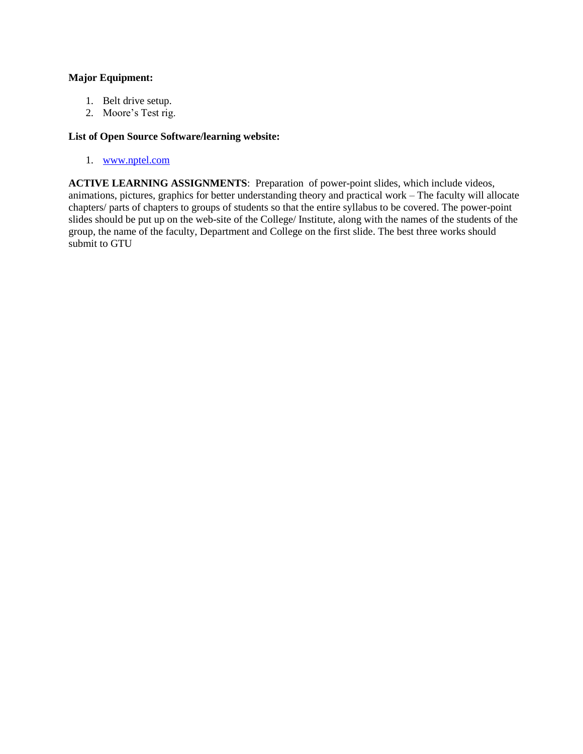**Major Equipment:**

1. Belt drive setup.
2. Moore's Test rig.

**List of Open Source Software/learning website:**

1. [www.nptel.com](www.nptel.com)

**ACTIVE LEARNING ASSIGNMENTS**: Preparation of power-point slides, which include videos, animations, pictures, graphics for better understanding theory and practical work – The faculty will allocate chapters/ parts of chapters to groups of students so that the entire syllabus to be covered. The power-point slides should be put up on the web-site of the College/ Institute, along with the names of the students of the group, the name of the faculty, Department and College on the first slide. The best three works should submit to GTU